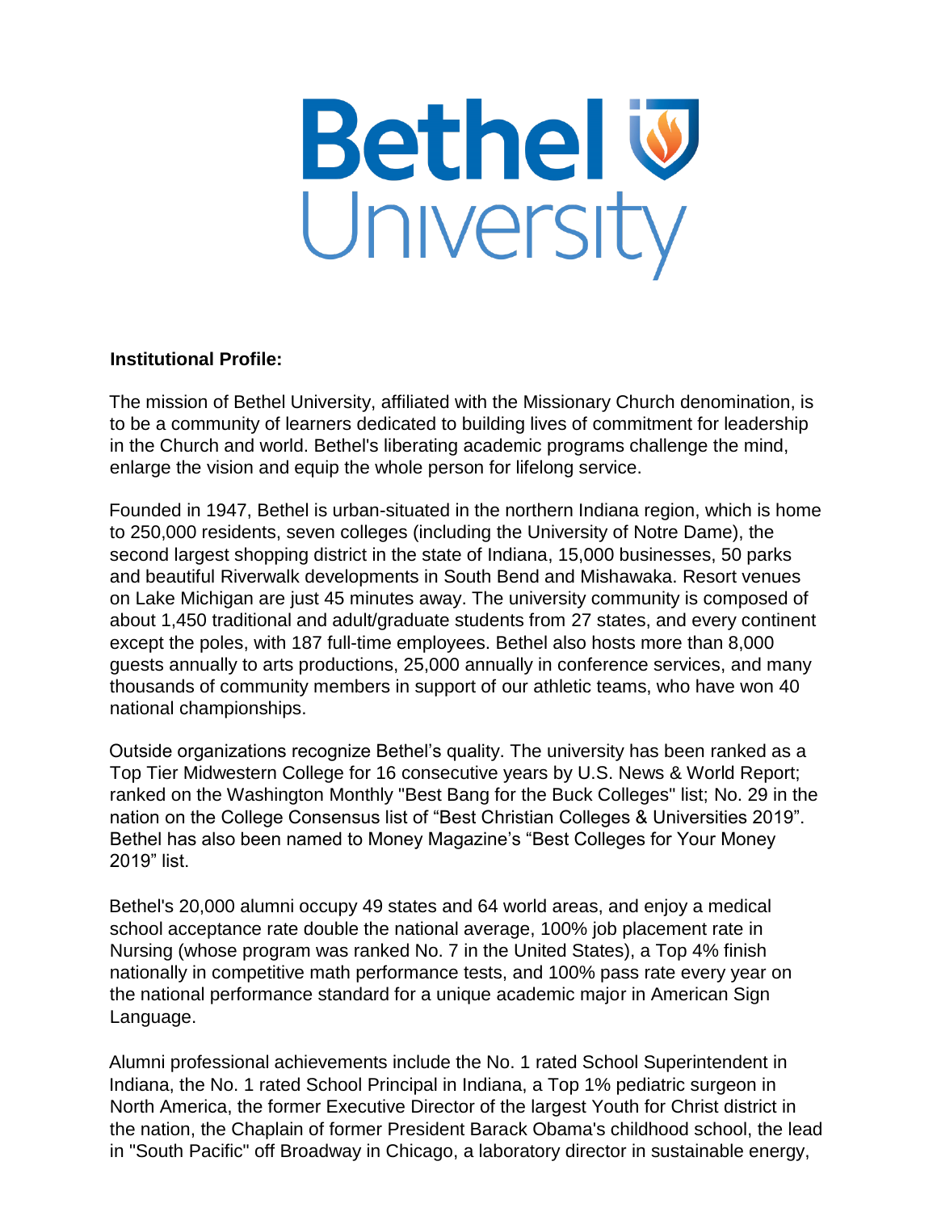# Bethel University

**Institutional Profile:**

The mission of Bethel University, affiliated with the Missionary Church denomination, is to be a community of learners dedicated to building lives of commitment for leadership in the Church and world. Bethel's liberating academic programs challenge the mind, enlarge the vision and equip the whole person for lifelong service.

Founded in 1947, Bethel is urban-situated in the northern Indiana region, which is home to 250,000 residents, seven colleges (including the University of Notre Dame), the second largest shopping district in the state of Indiana, 15,000 businesses, 50 parks and beautiful Riverwalk developments in South Bend and Mishawaka. Resort venues on Lake Michigan are just 45 minutes away. The university community is composed of about 1,450 traditional and adult/graduate students from 27 states, and every continent except the poles, with 187 full-time employees. Bethel also hosts more than 8,000 guests annually to arts productions, 25,000 annually in conference services, and many thousands of community members in support of our athletic teams, who have won 40 national championships.

Outside organizations recognize Bethel's quality. The university has been ranked as a Top Tier Midwestern College for 16 consecutive years by U.S. News & World Report; ranked on the Washington Monthly "Best Bang for the Buck Colleges" list; No. 29 in the nation on the College Consensus list of "Best Christian Colleges & Universities 2019". Bethel has also been named to Money Magazine's "Best Colleges for Your Money 2019" list.

Bethel's 20,000 alumni occupy 49 states and 64 world areas, and enjoy a medical school acceptance rate double the national average, 100% job placement rate in Nursing (whose program was ranked No. 7 in the United States), a Top 4% finish nationally in competitive math performance tests, and 100% pass rate every year on the national performance standard for a unique academic major in American Sign Language.

Alumni professional achievements include the No. 1 rated School Superintendent in Indiana, the No. 1 rated School Principal in Indiana, a Top 1% pediatric surgeon in North America, the former Executive Director of the largest Youth for Christ district in the nation, the Chaplain of former President Barack Obama's childhood school, the lead in "South Pacific" off Broadway in Chicago, a laboratory director in sustainable energy,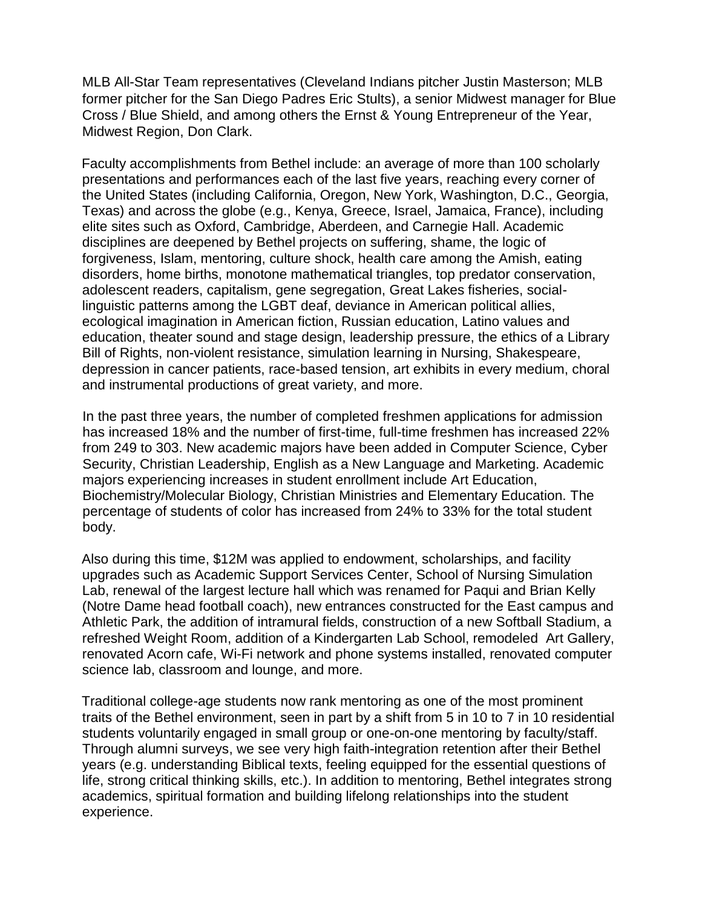MLB All-Star Team representatives (Cleveland Indians pitcher Justin Masterson; MLB former pitcher for the San Diego Padres Eric Stults), a senior Midwest manager for Blue Cross / Blue Shield, and among others the Ernst & Young Entrepreneur of the Year, Midwest Region, Don Clark.

Faculty accomplishments from Bethel include: an average of more than 100 scholarly presentations and performances each of the last five years, reaching every corner of the United States (including California, Oregon, New York, Washington, D.C., Georgia, Texas) and across the globe (e.g., Kenya, Greece, Israel, Jamaica, France), including elite sites such as Oxford, Cambridge, Aberdeen, and Carnegie Hall. Academic disciplines are deepened by Bethel projects on suffering, shame, the logic of forgiveness, Islam, mentoring, culture shock, health care among the Amish, eating disorders, home births, monotone mathematical triangles, top predator conservation, adolescent readers, capitalism, gene segregation, Great Lakes fisheries, social-linguistic patterns among the LGBT deaf, deviance in American political allies, ecological imagination in American fiction, Russian education, Latino values and education, theater sound and stage design, leadership pressure, the ethics of a Library Bill of Rights, non-violent resistance, simulation learning in Nursing, Shakespeare, depression in cancer patients, race-based tension, art exhibits in every medium, choral and instrumental productions of great variety, and more.

In the past three years, the number of completed freshmen applications for admission has increased 18% and the number of first-time, full-time freshmen has increased 22% from 249 to 303. New academic majors have been added in Computer Science, Cyber Security, Christian Leadership, English as a New Language and Marketing. Academic majors experiencing increases in student enrollment include Art Education, Biochemistry/Molecular Biology, Christian Ministries and Elementary Education. The percentage of students of color has increased from 24% to 33% for the total student body.

Also during this time, $12M was applied to endowment, scholarships, and facility upgrades such as Academic Support Services Center, School of Nursing Simulation Lab, renewal of the largest lecture hall which was renamed for Paqui and Brian Kelly (Notre Dame head football coach), new entrances constructed for the East campus and Athletic Park, the addition of intramural fields, construction of a new Softball Stadium, a refreshed Weight Room, addition of a Kindergarten Lab School, remodeled Art Gallery, renovated Acorn cafe, Wi-Fi network and phone systems installed, renovated computer science lab, classroom and lounge, and more.

Traditional college-age students now rank mentoring as one of the most prominent traits of the Bethel environment, seen in part by a shift from 5 in 10 to 7 in 10 residential students voluntarily engaged in small group or one-on-one mentoring by faculty/staff. Through alumni surveys, we see very high faith-integration retention after their Bethel years (e.g. understanding Biblical texts, feeling equipped for the essential questions of life, strong critical thinking skills, etc.). In addition to mentoring, Bethel integrates strong academics, spiritual formation and building lifelong relationships into the student experience.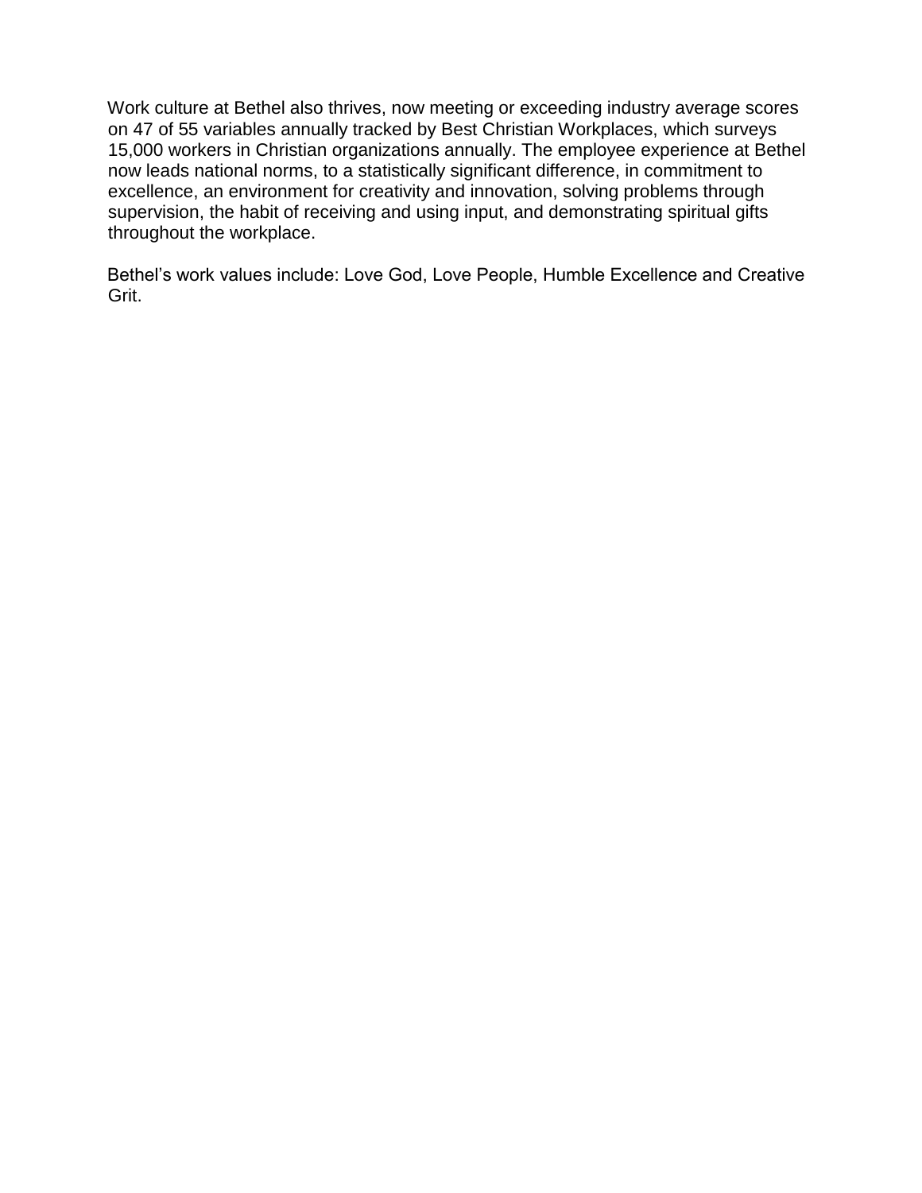Work culture at Bethel also thrives, now meeting or exceeding industry average scores on 47 of 55 variables annually tracked by Best Christian Workplaces, which surveys 15,000 workers in Christian organizations annually. The employee experience at Bethel now leads national norms, to a statistically significant difference, in commitment to excellence, an environment for creativity and innovation, solving problems through supervision, the habit of receiving and using input, and demonstrating spiritual gifts throughout the workplace.

Bethel's work values include: Love God, Love People, Humble Excellence and Creative Grit.